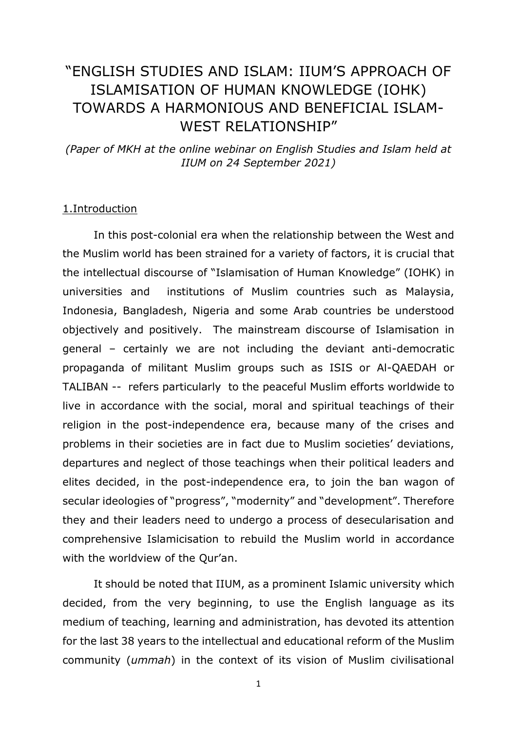# "ENGLISH STUDIES AND ISLAM: IIUM'S APPROACH OF ISLAMISATION OF HUMAN KNOWLEDGE (IOHK) TOWARDS A HARMONIOUS AND BENEFICIAL ISLAM-WEST RELATIONSHIP"

*(Paper of MKH at the online webinar on English Studies and Islam held at IIUM on 24 September 2021)*

## 1.Introduction

In this post-colonial era when the relationship between the West and the Muslim world has been strained for a variety of factors, it is crucial that the intellectual discourse of "Islamisation of Human Knowledge" (IOHK) in universities and institutions of Muslim countries such as Malaysia, Indonesia, Bangladesh, Nigeria and some Arab countries be understood objectively and positively. The mainstream discourse of Islamisation in general – certainly we are not including the deviant anti-democratic propaganda of militant Muslim groups such as ISIS or Al-QAEDAH or TALIBAN -- refers particularly to the peaceful Muslim efforts worldwide to live in accordance with the social, moral and spiritual teachings of their religion in the post-independence era, because many of the crises and problems in their societies are in fact due to Muslim societies' deviations, departures and neglect of those teachings when their political leaders and elites decided, in the post-independence era, to join the ban wagon of secular ideologies of "progress", "modernity" and "development". Therefore they and their leaders need to undergo a process of desecularisation and comprehensive Islamicisation to rebuild the Muslim world in accordance with the worldview of the Qur'an.

It should be noted that IIUM, as a prominent Islamic university which decided, from the very beginning, to use the English language as its medium of teaching, learning and administration, has devoted its attention for the last 38 years to the intellectual and educational reform of the Muslim community (*ummah*) in the context of its vision of Muslim civilisational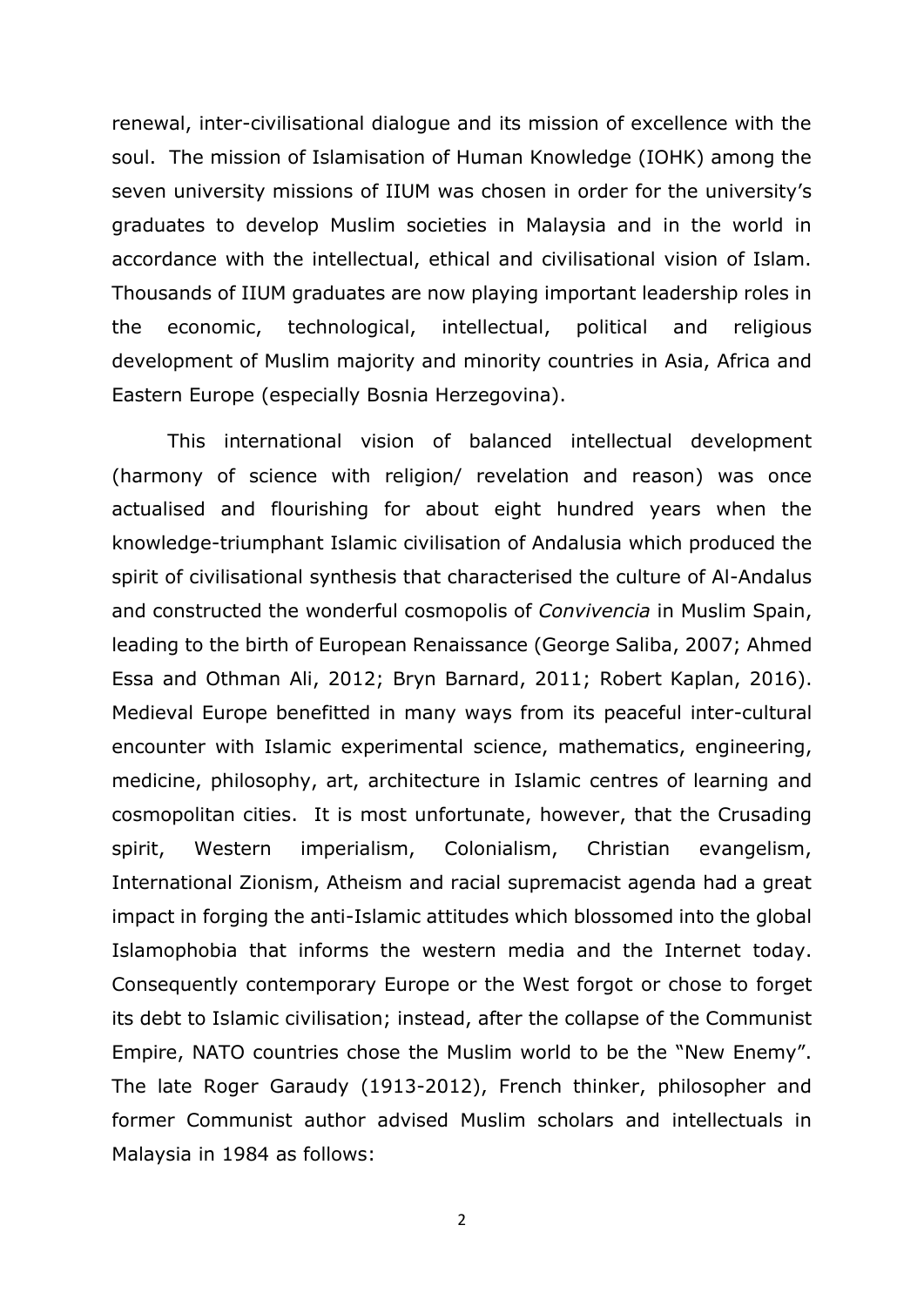renewal, inter-civilisational dialogue and its mission of excellence with the soul. The mission of Islamisation of Human Knowledge (IOHK) among the seven university missions of IIUM was chosen in order for the university's graduates to develop Muslim societies in Malaysia and in the world in accordance with the intellectual, ethical and civilisational vision of Islam. Thousands of IIUM graduates are now playing important leadership roles in the economic, technological, intellectual, political and religious development of Muslim majority and minority countries in Asia, Africa and Eastern Europe (especially Bosnia Herzegovina).

This international vision of balanced intellectual development (harmony of science with religion/ revelation and reason) was once actualised and flourishing for about eight hundred years when the knowledge-triumphant Islamic civilisation of Andalusia which produced the spirit of civilisational synthesis that characterised the culture of Al-Andalus and constructed the wonderful cosmopolis of *Convivencia* in Muslim Spain, leading to the birth of European Renaissance (George Saliba, 2007; Ahmed Essa and Othman Ali, 2012; Bryn Barnard, 2011; Robert Kaplan, 2016). Medieval Europe benefitted in many ways from its peaceful inter-cultural encounter with Islamic experimental science, mathematics, engineering, medicine, philosophy, art, architecture in Islamic centres of learning and cosmopolitan cities. It is most unfortunate, however, that the Crusading spirit, Western imperialism, Colonialism, Christian evangelism, International Zionism, Atheism and racial supremacist agenda had a great impact in forging the anti-Islamic attitudes which blossomed into the global Islamophobia that informs the western media and the Internet today. Consequently contemporary Europe or the West forgot or chose to forget its debt to Islamic civilisation; instead, after the collapse of the Communist Empire, NATO countries chose the Muslim world to be the "New Enemy". The late Roger Garaudy (1913-2012), French thinker, philosopher and former Communist author advised Muslim scholars and intellectuals in Malaysia in 1984 as follows: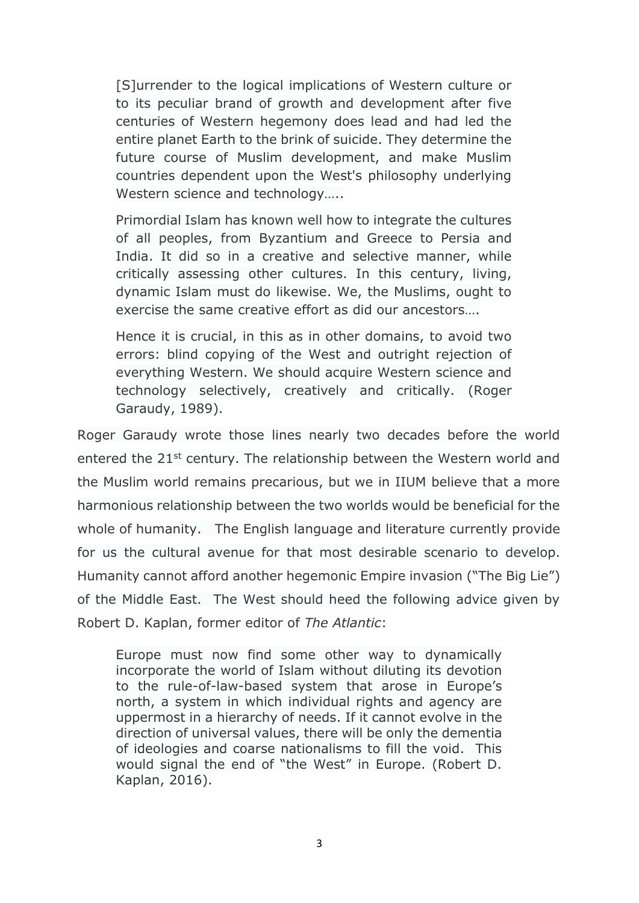> [S]urrender to the logical implications of Western culture or to its peculiar brand of growth and development after five centuries of Western hegemony does lead and had led the entire planet Earth to the brink of suicide. They determine the future course of Muslim development, and make Muslim countries dependent upon the West's philosophy underlying Western science and technology…..
>
> Primordial Islam has known well how to integrate the cultures of all peoples, from Byzantium and Greece to Persia and India. It did so in a creative and selective manner, while critically assessing other cultures. In this century, living, dynamic Islam must do likewise. We, the Muslims, ought to exercise the same creative effort as did our ancestors….
>
> Hence it is crucial, in this as in other domains, to avoid two errors: blind copying of the West and outright rejection of everything Western. We should acquire Western science and technology selectively, creatively and critically. (Roger Garaudy, 1989).

Roger Garaudy wrote those lines nearly two decades before the world entered the 21st century. The relationship between the Western world and the Muslim world remains precarious, but we in IIUM believe that a more harmonious relationship between the two worlds would be beneficial for the whole of humanity. The English language and literature currently provide for us the cultural avenue for that most desirable scenario to develop. Humanity cannot afford another hegemonic Empire invasion ("The Big Lie") of the Middle East. The West should heed the following advice given by Robert D. Kaplan, former editor of *The Atlantic*:

> Europe must now find some other way to dynamically incorporate the world of Islam without diluting its devotion to the rule-of-law-based system that arose in Europe's north, a system in which individual rights and agency are uppermost in a hierarchy of needs. If it cannot evolve in the direction of universal values, there will be only the dementia of ideologies and coarse nationalisms to fill the void. This would signal the end of "the West" in Europe. (Robert D. Kaplan, 2016).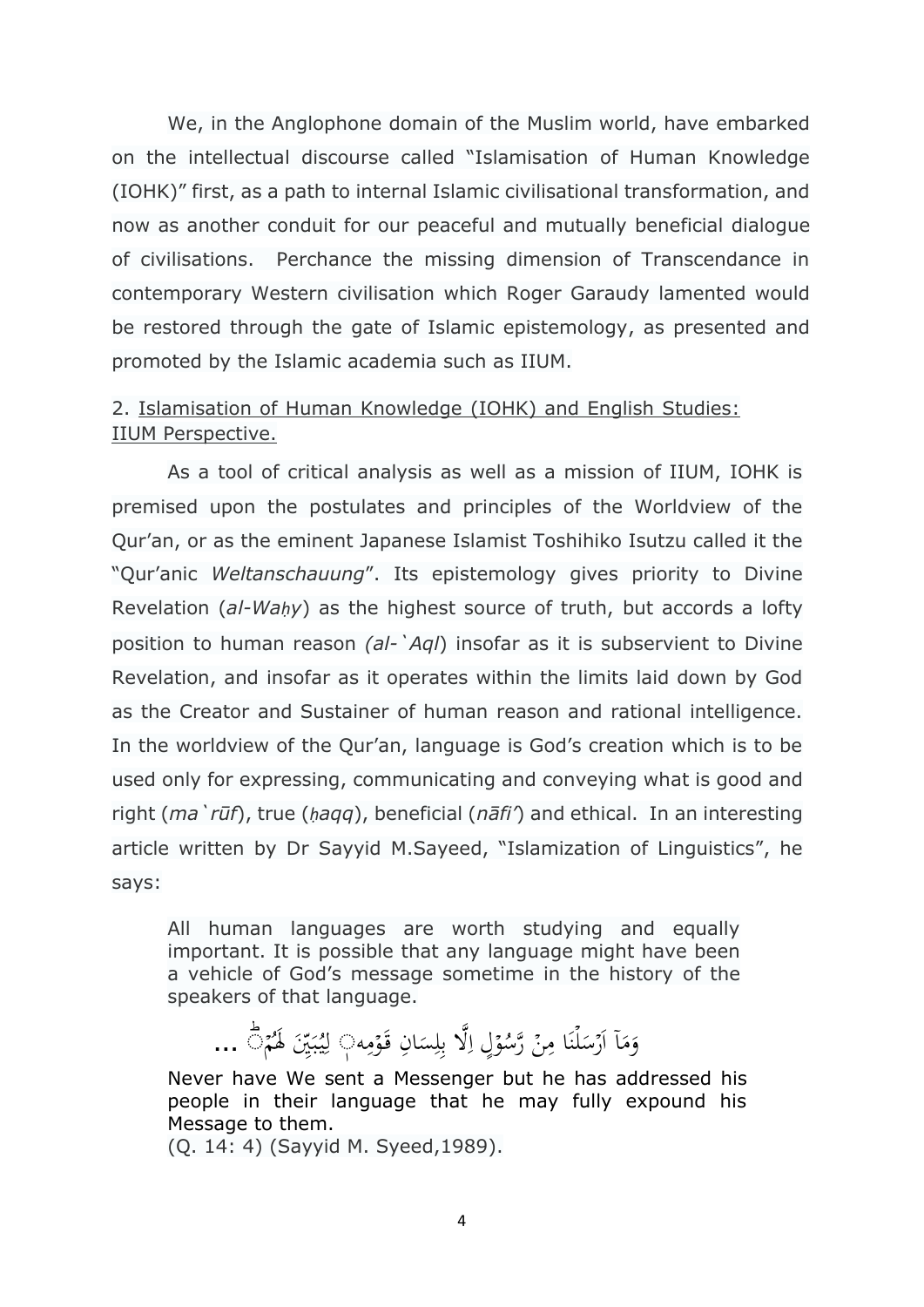We, in the Anglophone domain of the Muslim world, have embarked on the intellectual discourse called "Islamisation of Human Knowledge (IOHK)" first, as a path to internal Islamic civilisational transformation, and now as another conduit for our peaceful and mutually beneficial dialogue of civilisations. Perchance the missing dimension of Transcendance in contemporary Western civilisation which Roger Garaudy lamented would be restored through the gate of Islamic epistemology, as presented and promoted by the Islamic academia such as IIUM.

## 2. Islamisation of Human Knowledge (IOHK) and English Studies: IIUM Perspective.

As a tool of critical analysis as well as a mission of IIUM, IOHK is premised upon the postulates and principles of the Worldview of the Qur'an, or as the eminent Japanese Islamist Toshihiko Isutzu called it the "Qur'anic *Weltanschauung*". Its epistemology gives priority to Divine Revelation (*al-Waḥy*) as the highest source of truth, but accords a lofty position to human reason *(al-`Aql*) insofar as it is subservient to Divine Revelation, and insofar as it operates within the limits laid down by God as the Creator and Sustainer of human reason and rational intelligence. In the worldview of the Qur'an, language is God's creation which is to be used only for expressing, communicating and conveying what is good and right (*ma`rūf*), true (*ḥaqq*), beneficial (*nāfi'*) and ethical. In an interesting article written by Dr Sayyid M.Sayeed, "Islamization of Linguistics", he says:

> All human languages are worth studying and equally important. It is possible that any language might have been a vehicle of God's message sometime in the history of the speakers of that language.
>
> وَمَآ اَرْسَلْنَا مِنْ رَّسُوْلٍ اِلَّا بِلِسَانِ قَوْمِهٖ لِيُبَيِّنَ لَهُمْ ...
>
> Never have We sent a Messenger but he has addressed his people in their language that he may fully expound his Message to them.
> (Q. 14: 4) (Sayyid M. Syeed,1989).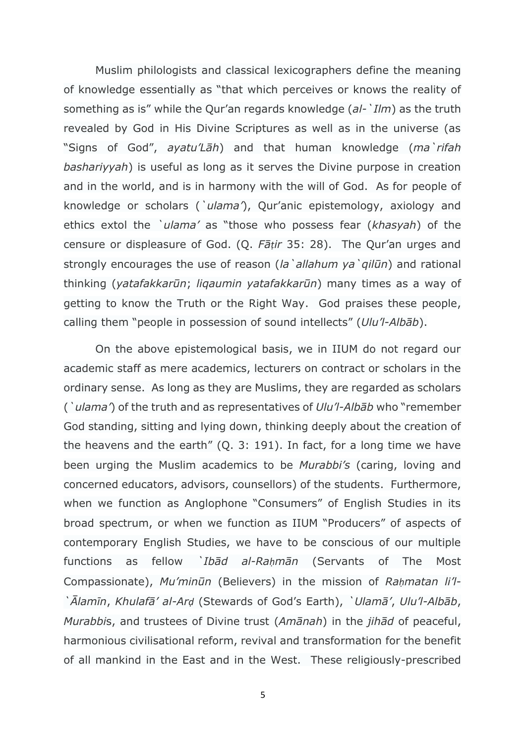Muslim philologists and classical lexicographers define the meaning of knowledge essentially as "that which perceives or knows the reality of something as is" while the Qur'an regards knowledge (*al-`Ilm*) as the truth revealed by God in His Divine Scriptures as well as in the universe (as "Signs of God", *ayatu'Lāh*) and that human knowledge (*ma`rifah bashariyyah*) is useful as long as it serves the Divine purpose in creation and in the world, and is in harmony with the will of God. As for people of knowledge or scholars (*`ulama'*), Qur'anic epistemology, axiology and ethics extol the *`ulama'* as "those who possess fear (*khasyah*) of the censure or displeasure of God. (Q. *Fāṭir* 35: 28). The Qur'an urges and strongly encourages the use of reason (*la`allahum ya`qilūn*) and rational thinking (*yatafakkarūn*; *liqaumin yatafakkarūn*) many times as a way of getting to know the Truth or the Right Way. God praises these people, calling them "people in possession of sound intellects" (*Ulu'l-Albāb*).

On the above epistemological basis, we in IIUM do not regard our academic staff as mere academics, lecturers on contract or scholars in the ordinary sense. As long as they are Muslims, they are regarded as scholars (*`ulama'*) of the truth and as representatives of *Ulu'l-Albāb* who "remember God standing, sitting and lying down, thinking deeply about the creation of the heavens and the earth" (Q. 3: 191). In fact, for a long time we have been urging the Muslim academics to be *Murabbi's* (caring, loving and concerned educators, advisors, counsellors) of the students. Furthermore, when we function as Anglophone "Consumers" of English Studies in its broad spectrum, or when we function as IIUM "Producers" of aspects of contemporary English Studies, we have to be conscious of our multiple functions as fellow *`Ibād al-Raḥmān* (Servants of The Most Compassionate), *Mu'minūn* (Believers) in the mission of *Raḥmatan li'l-`Ālamīn*, *Khulafā' al-Arḍ* (Stewards of God's Earth), *`Ulamā'*, *Ulu'l-Albāb*, *Murabbi*s, and trustees of Divine trust (*Amānah*) in the *jihād* of peaceful, harmonious civilisational reform, revival and transformation for the benefit of all mankind in the East and in the West. These religiously-prescribed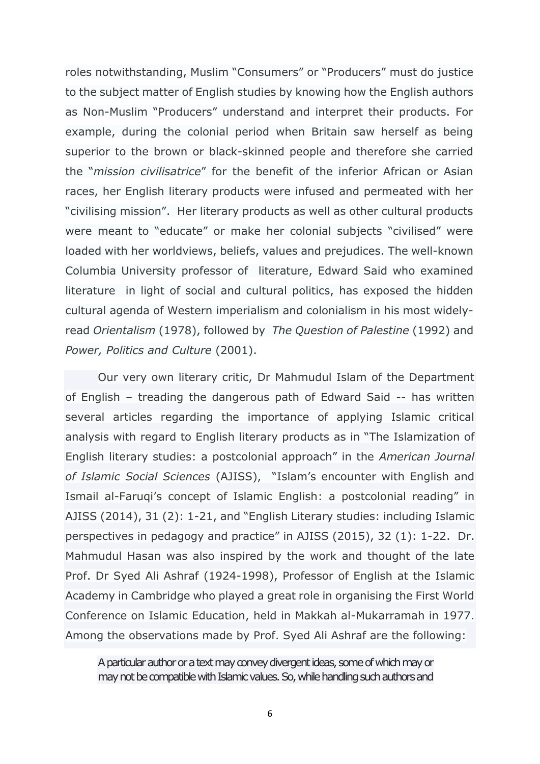roles notwithstanding, Muslim "Consumers" or "Producers" must do justice to the subject matter of English studies by knowing how the English authors as Non-Muslim "Producers" understand and interpret their products. For example, during the colonial period when Britain saw herself as being superior to the brown or black-skinned people and therefore she carried the "*mission civilisatrice*" for the benefit of the inferior African or Asian races, her English literary products were infused and permeated with her "civilising mission". Her literary products as well as other cultural products were meant to "educate" or make her colonial subjects "civilised" were loaded with her worldviews, beliefs, values and prejudices. The well-known Columbia University professor of literature, Edward Said who examined literature in light of social and cultural politics, has exposed the hidden cultural agenda of Western imperialism and colonialism in his most widely-read *Orientalism* (1978), followed by *The Question of Palestine* (1992) and *Power, Politics and Culture* (2001).

Our very own literary critic, Dr Mahmudul Islam of the Department of English – treading the dangerous path of Edward Said -- has written several articles regarding the importance of applying Islamic critical analysis with regard to English literary products as in "The Islamization of English literary studies: a postcolonial approach" in the *American Journal of Islamic Social Sciences* (AJISS), "Islam's encounter with English and Ismail al-Faruqi's concept of Islamic English: a postcolonial reading" in AJISS (2014), 31 (2): 1-21, and "English Literary studies: including Islamic perspectives in pedagogy and practice" in AJISS (2015), 32 (1): 1-22. Dr. Mahmudul Hasan was also inspired by the work and thought of the late Prof. Dr Syed Ali Ashraf (1924-1998), Professor of English at the Islamic Academy in Cambridge who played a great role in organising the First World Conference on Islamic Education, held in Makkah al-Mukarramah in 1977. Among the observations made by Prof. Syed Ali Ashraf are the following:

> A particular author or a text may convey divergent ideas, some of which may or may not be compatible with Islamic values. So, while handling such authors and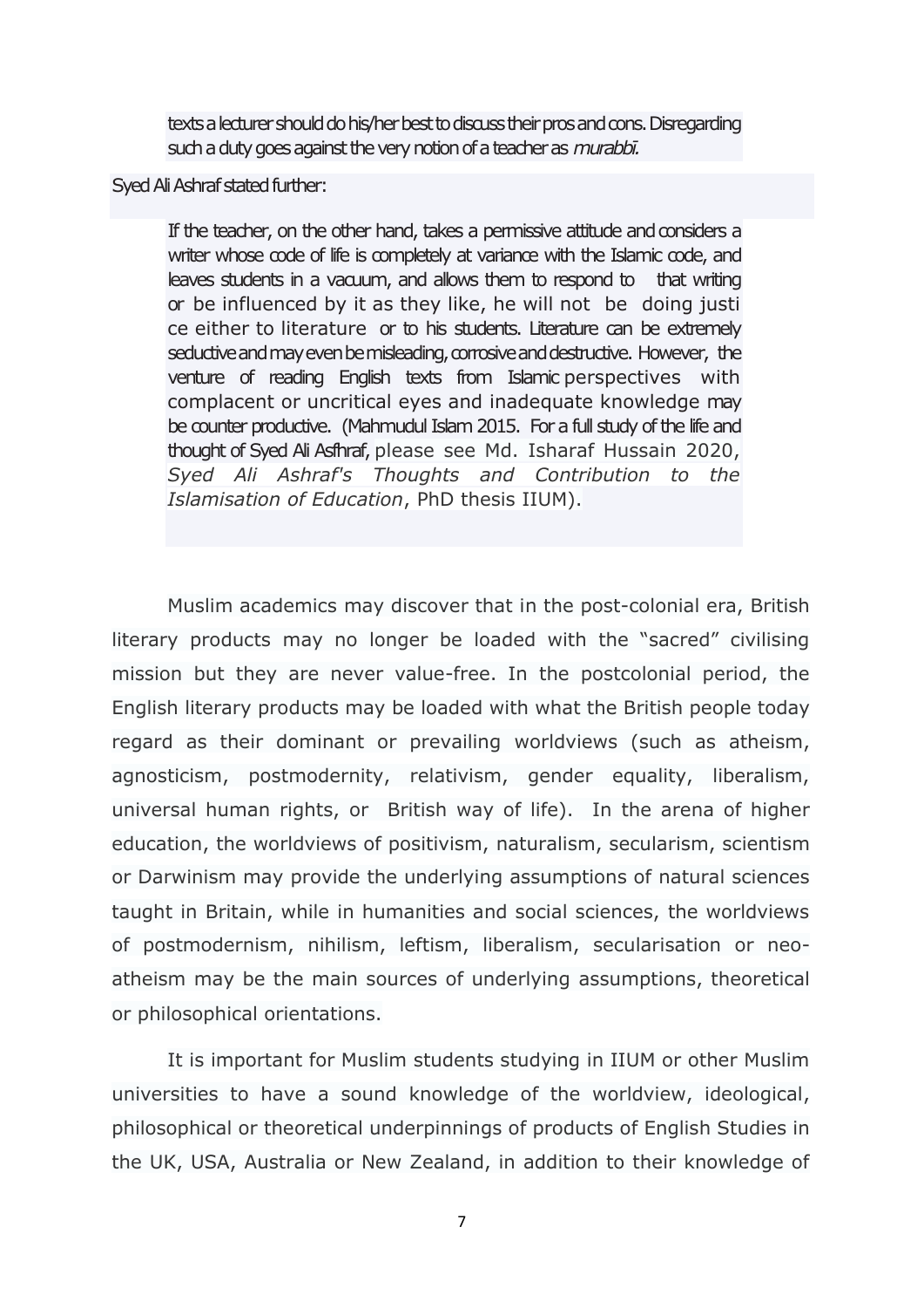> texts a lecturer should do his/her best to discuss their pros and cons. Disregarding such a duty goes against the very notion of a teacher as *murabbī.*

Syed Ali Ashraf stated further:

> If the teacher, on the other hand, takes a permissive attitude and considers a writer whose code of life is completely at variance with the Islamic code, and leaves students in a vacuum, and allows them to respond to that writing or be influenced by it as they like, he will not be doing justi ce either to literature or to his students. Literature can be extremely seductive and may even be misleading, corrosive and destructive. However, the venture of reading English texts from Islamic perspectives with complacent or uncritical eyes and inadequate knowledge may be counter productive. (Mahmudul Islam 2015. For a full study of the life and thought of Syed Ali Asfhraf, please see Md. Isharaf Hussain 2020, *Syed Ali Ashraf's Thoughts and Contribution to the Islamisation of Education*, PhD thesis IIUM).

Muslim academics may discover that in the post-colonial era, British literary products may no longer be loaded with the "sacred" civilising mission but they are never value-free. In the postcolonial period, the English literary products may be loaded with what the British people today regard as their dominant or prevailing worldviews (such as atheism, agnosticism, postmodernity, relativism, gender equality, liberalism, universal human rights, or British way of life). In the arena of higher education, the worldviews of positivism, naturalism, secularism, scientism or Darwinism may provide the underlying assumptions of natural sciences taught in Britain, while in humanities and social sciences, the worldviews of postmodernism, nihilism, leftism, liberalism, secularisation or neo-atheism may be the main sources of underlying assumptions, theoretical or philosophical orientations.

It is important for Muslim students studying in IIUM or other Muslim universities to have a sound knowledge of the worldview, ideological, philosophical or theoretical underpinnings of products of English Studies in the UK, USA, Australia or New Zealand, in addition to their knowledge of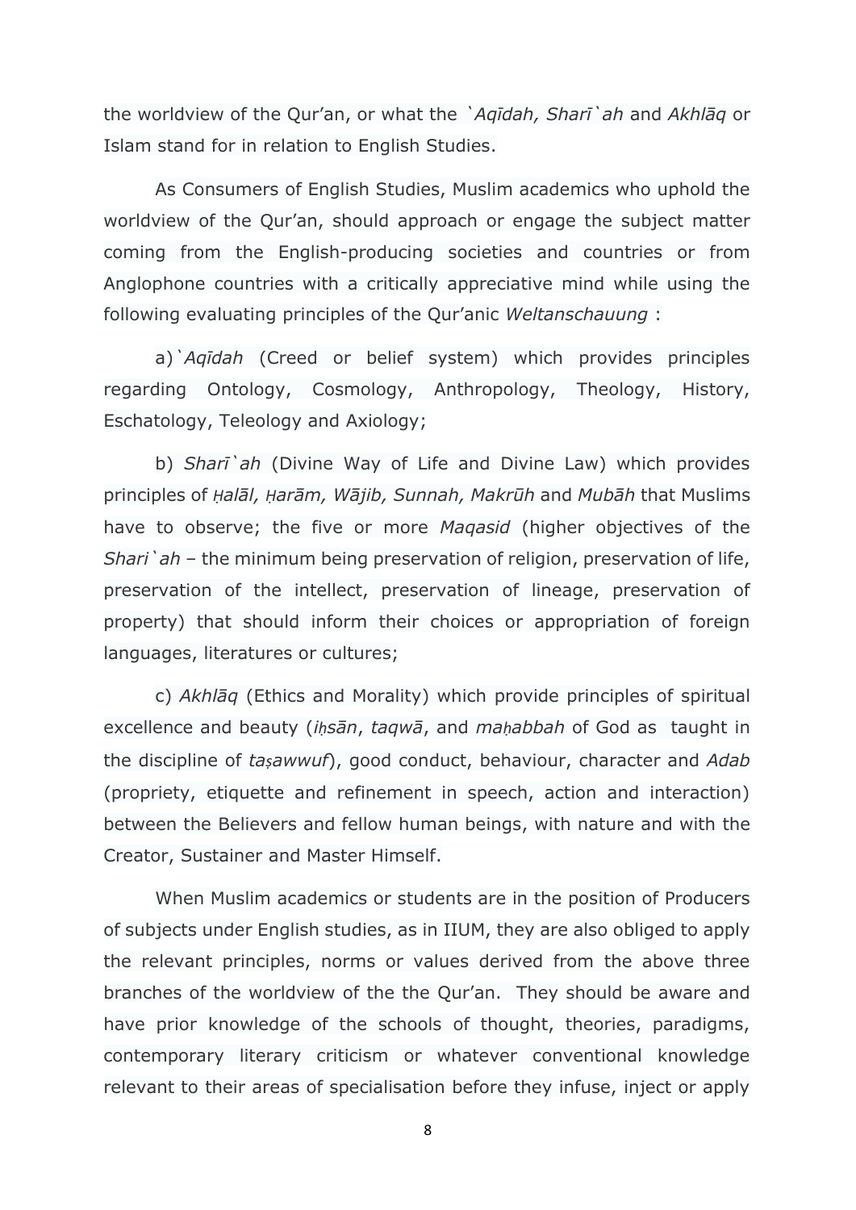the worldview of the Qur'an, or what the *`Aqīdah, Sharī`ah* and *Akhlāq* or Islam stand for in relation to English Studies.

As Consumers of English Studies, Muslim academics who uphold the worldview of the Qur'an, should approach or engage the subject matter coming from the English-producing societies and countries or from Anglophone countries with a critically appreciative mind while using the following evaluating principles of the Qur'anic *Weltanschauung* :

a) *`Aqīdah* (Creed or belief system) which provides principles regarding Ontology, Cosmology, Anthropology, Theology, History, Eschatology, Teleology and Axiology;

b) *Sharī`ah* (Divine Way of Life and Divine Law) which provides principles of *Ḥalāl, Ḥarām, Wājib, Sunnah, Makrūh* and *Mubāh* that Muslims have to observe; the five or more *Maqasid* (higher objectives of the *Shari`ah* – the minimum being preservation of religion, preservation of life, preservation of the intellect, preservation of lineage, preservation of property) that should inform their choices or appropriation of foreign languages, literatures or cultures;

c) *Akhlāq* (Ethics and Morality) which provide principles of spiritual excellence and beauty (*iḥsān*, *taqwā*, and *maḥabbah* of God as taught in the discipline of *taṣawwuf*), good conduct, behaviour, character and *Adab* (propriety, etiquette and refinement in speech, action and interaction) between the Believers and fellow human beings, with nature and with the Creator, Sustainer and Master Himself.

When Muslim academics or students are in the position of Producers of subjects under English studies, as in IIUM, they are also obliged to apply the relevant principles, norms or values derived from the above three branches of the worldview of the the Qur'an. They should be aware and have prior knowledge of the schools of thought, theories, paradigms, contemporary literary criticism or whatever conventional knowledge relevant to their areas of specialisation before they infuse, inject or apply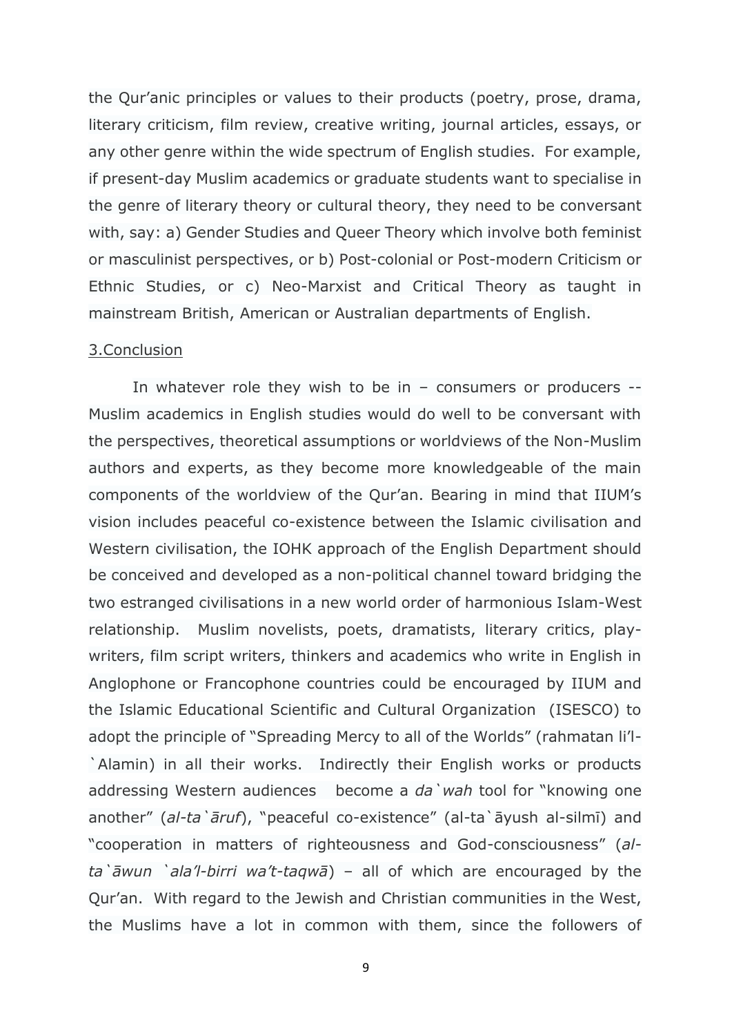the Qur'anic principles or values to their products (poetry, prose, drama, literary criticism, film review, creative writing, journal articles, essays, or any other genre within the wide spectrum of English studies. For example, if present-day Muslim academics or graduate students want to specialise in the genre of literary theory or cultural theory, they need to be conversant with, say: a) Gender Studies and Queer Theory which involve both feminist or masculinist perspectives, or b) Post-colonial or Post-modern Criticism or Ethnic Studies, or c) Neo-Marxist and Critical Theory as taught in mainstream British, American or Australian departments of English.

## 3.Conclusion

In whatever role they wish to be in – consumers or producers -- Muslim academics in English studies would do well to be conversant with the perspectives, theoretical assumptions or worldviews of the Non-Muslim authors and experts, as they become more knowledgeable of the main components of the worldview of the Qur'an. Bearing in mind that IIUM's vision includes peaceful co-existence between the Islamic civilisation and Western civilisation, the IOHK approach of the English Department should be conceived and developed as a non-political channel toward bridging the two estranged civilisations in a new world order of harmonious Islam-West relationship. Muslim novelists, poets, dramatists, literary critics, play-writers, film script writers, thinkers and academics who write in English in Anglophone or Francophone countries could be encouraged by IIUM and the Islamic Educational Scientific and Cultural Organization (ISESCO) to adopt the principle of "Spreading Mercy to all of the Worlds" (rahmatan li'l-`Alamin) in all their works. Indirectly their English works or products addressing Western audiences become a *da`wah* tool for "knowing one another" (*al-ta`āruf*), "peaceful co-existence" (al-ta`āyush al-silmī) and "cooperation in matters of righteousness and God-consciousness" (*al-ta`āwun `ala'l-birri wa't-taqwā*) – all of which are encouraged by the Qur'an. With regard to the Jewish and Christian communities in the West, the Muslims have a lot in common with them, since the followers of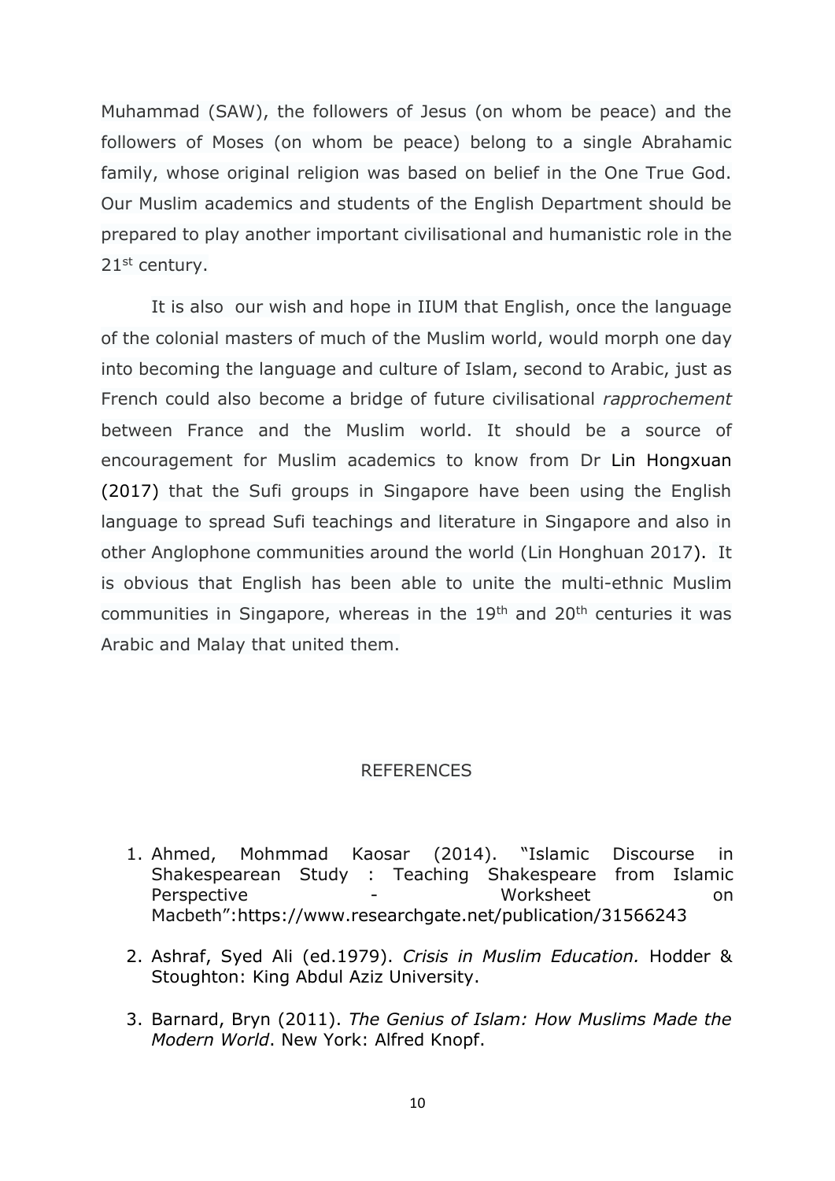Muhammad (SAW), the followers of Jesus (on whom be peace) and the followers of Moses (on whom be peace) belong to a single Abrahamic family, whose original religion was based on belief in the One True God. Our Muslim academics and students of the English Department should be prepared to play another important civilisational and humanistic role in the 21st century.

It is also our wish and hope in IIUM that English, once the language of the colonial masters of much of the Muslim world, would morph one day into becoming the language and culture of Islam, second to Arabic, just as French could also become a bridge of future civilisational *rapprochement* between France and the Muslim world. It should be a source of encouragement for Muslim academics to know from Dr Lin Hongxuan (2017) that the Sufi groups in Singapore have been using the English language to spread Sufi teachings and literature in Singapore and also in other Anglophone communities around the world (Lin Honghuan 2017). It is obvious that English has been able to unite the multi-ethnic Muslim communities in Singapore, whereas in the 19th and 20th centuries it was Arabic and Malay that united them.

## REFERENCES

1. Ahmed, Mohmmad Kaosar (2014). "Islamic Discourse in Shakespearean Study : Teaching Shakespeare from Islamic Perspective - Worksheet on Macbeth":https://www.researchgate.net/publication/31566243

2. Ashraf, Syed Ali (ed.1979). *Crisis in Muslim Education.* Hodder & Stoughton: King Abdul Aziz University.

3. Barnard, Bryn (2011). *The Genius of Islam: How Muslims Made the Modern World*. New York: Alfred Knopf.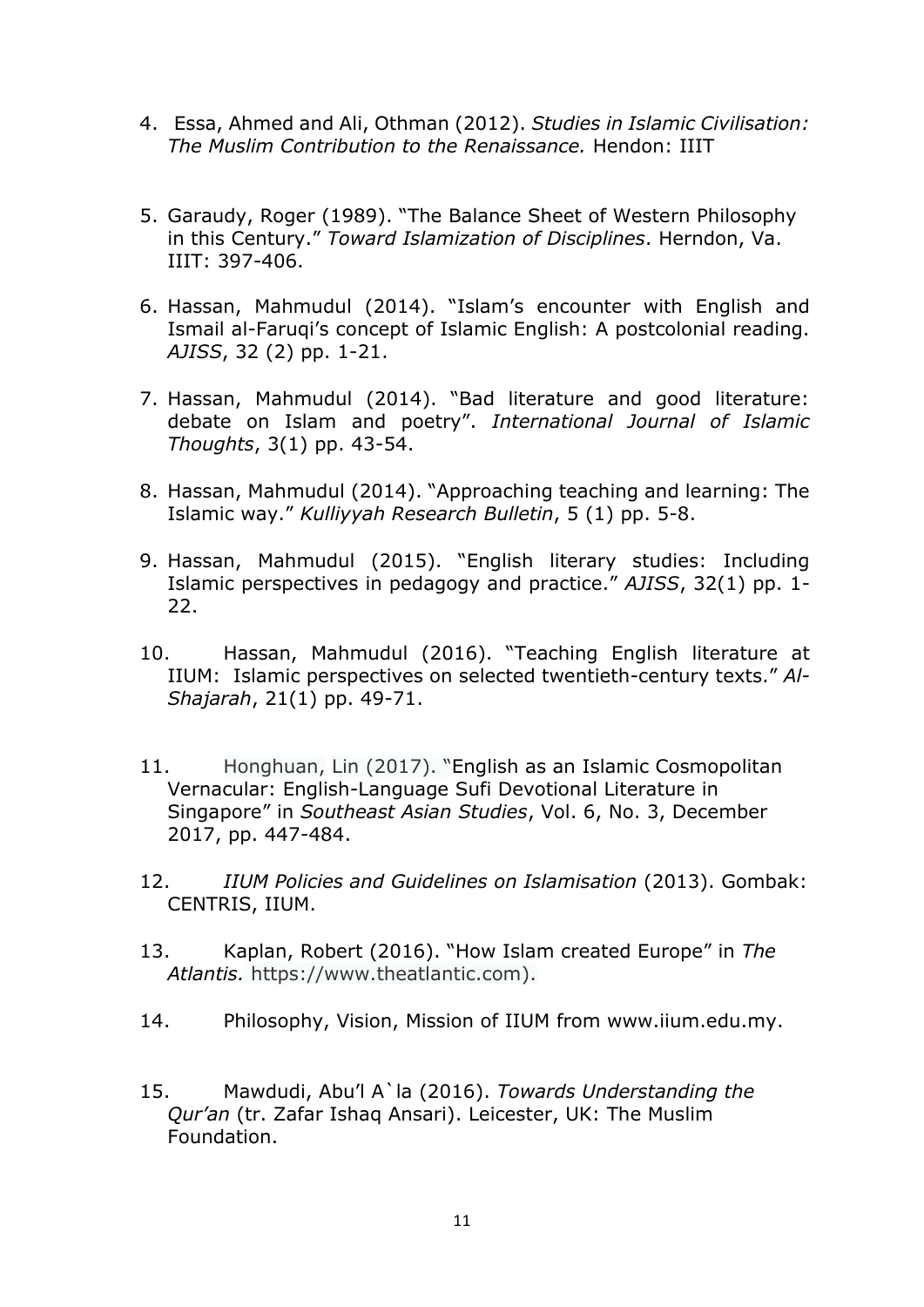4. Essa, Ahmed and Ali, Othman (2012). *Studies in Islamic Civilisation: The Muslim Contribution to the Renaissance.* Hendon: IIIT

5. Garaudy, Roger (1989). "The Balance Sheet of Western Philosophy in this Century." *Toward Islamization of Disciplines*. Herndon, Va. IIIT: 397-406.

6. Hassan, Mahmudul (2014). "Islam's encounter with English and Ismail al-Faruqi's concept of Islamic English: A postcolonial reading. *AJISS*, 32 (2) pp. 1-21.

7. Hassan, Mahmudul (2014). "Bad literature and good literature: debate on Islam and poetry". *International Journal of Islamic Thoughts*, 3(1) pp. 43-54.

8. Hassan, Mahmudul (2014). "Approaching teaching and learning: The Islamic way." *Kulliyyah Research Bulletin*, 5 (1) pp. 5-8.

9. Hassan, Mahmudul (2015). "English literary studies: Including Islamic perspectives in pedagogy and practice." *AJISS*, 32(1) pp. 1-22.

10. Hassan, Mahmudul (2016). "Teaching English literature at IIUM: Islamic perspectives on selected twentieth-century texts." *Al-Shajarah*, 21(1) pp. 49-71.

11. Honghuan, Lin (2017). "English as an Islamic Cosmopolitan Vernacular: English-Language Sufi Devotional Literature in Singapore" in *Southeast Asian Studies*, Vol. 6, No. 3, December 2017, pp. 447-484.

12. *IIUM Policies and Guidelines on Islamisation* (2013). Gombak: CENTRIS, IIUM.

13. Kaplan, Robert (2016). "How Islam created Europe" in *The Atlantis.* https://www.theatlantic.com).

14. Philosophy, Vision, Mission of IIUM from www.iium.edu.my.

15. Mawdudi, Abu'l A`la (2016). *Towards Understanding the Qur'an* (tr. Zafar Ishaq Ansari). Leicester, UK: The Muslim Foundation.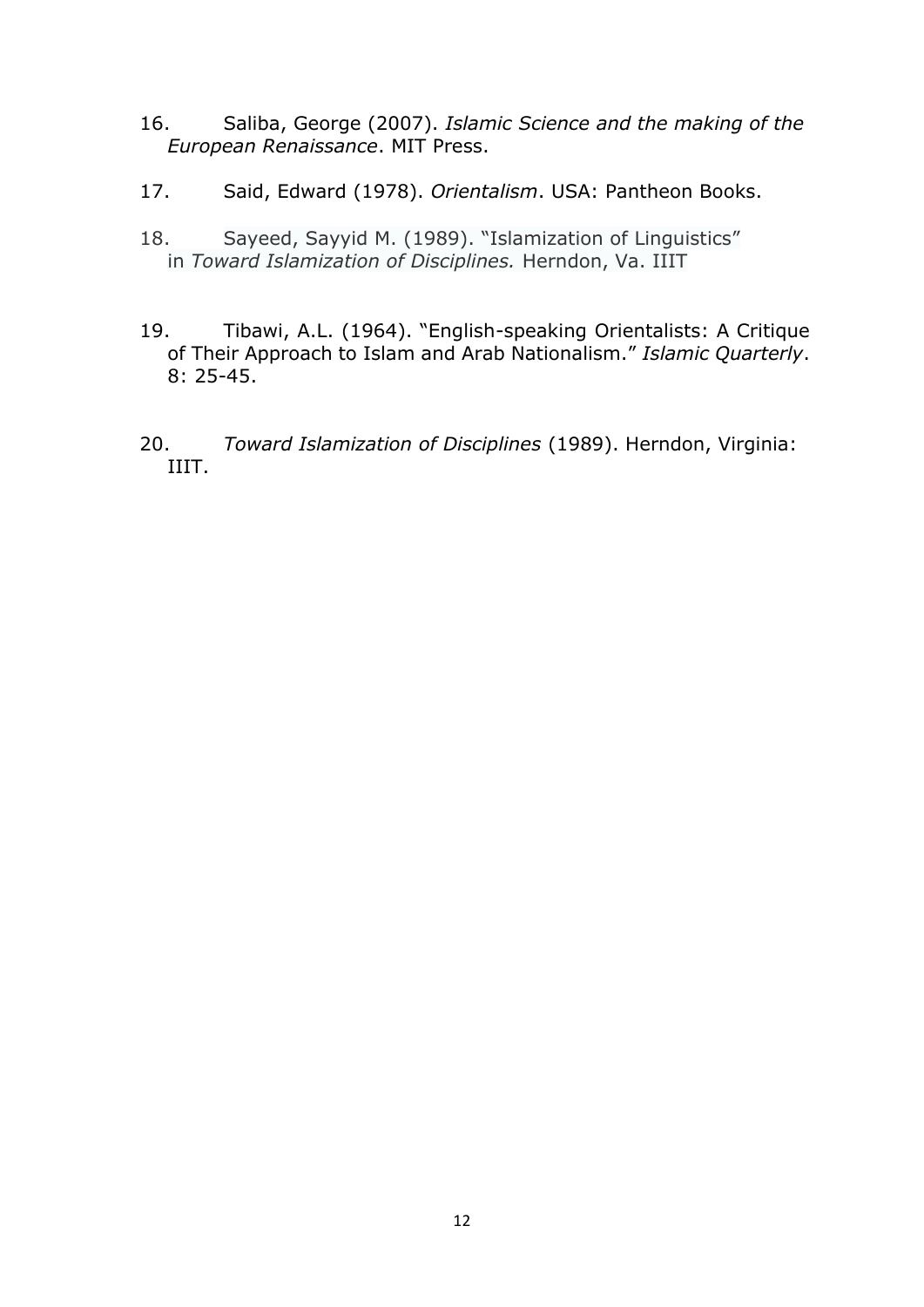16. Saliba, George (2007). *Islamic Science and the making of the European Renaissance*. MIT Press.

17. Said, Edward (1978). *Orientalism*. USA: Pantheon Books.

18. Sayeed, Sayyid M. (1989). "Islamization of Linguistics" in *Toward Islamization of Disciplines.* Herndon, Va. IIIT

19. Tibawi, A.L. (1964). "English-speaking Orientalists: A Critique of Their Approach to Islam and Arab Nationalism." *Islamic Quarterly*. 8: 25-45.

20. *Toward Islamization of Disciplines* (1989). Herndon, Virginia: IIIT.